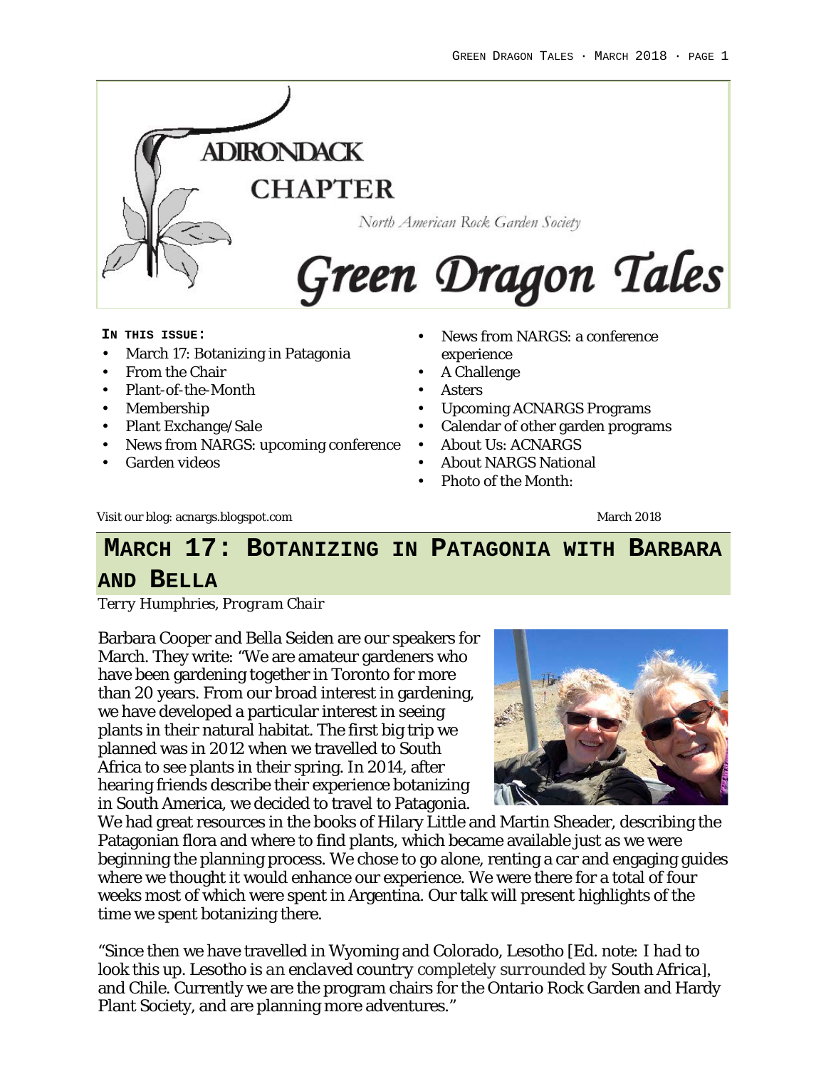ADIRONDACK CHAPTER

North American Rock Garden Society

# Green Dragon Tales

**IN THIS ISSUE:**

- March 17: Botanizing in Patagonia
- From the Chair
- Plant-of-the-Month
- Membership
- Plant Exchange/Sale
- News from NARGS: upcoming conference
- Garden videos
- News from NARGS: a conference experience
- A Challenge
- Asters
- Upcoming ACNARGS Programs
- Calendar of other garden programs
- About Us: ACNARGS
- About NARGS National
- Photo of the Month:

Visit our blog: acnargs.blogspot.com

March 2018

## MARCH 17: BOTANIZING IN PATAGONIA WITH BARBARA AND BELLA

*Terry Humphries, Program Chair*

Barbara Cooper and Bella Seiden are our speakers for March. They write: "We are amateur gardeners who have been gardening together in Toronto for more than 20 years. From our broad interest in gardening, we have developed a particular interest in seeing plants in their natural habitat. The first big trip we planned was in 2012 when we travelled to South Africa to see plants in their spring. In 2014, after hearing friends describe their experience botanizing in South America, we decided to travel to Patagonia. We had great resources in the books of Hilary Little and Martin Sheader, describing the Patagonian flora and where to find plants, which became available just as we were beginning the planning process. We chose to go alone, renting a car and engaging guides where we thought it would enhance our experience. We were there for a total of four weeks most of which were spent in Argentina. Our talk will present highlights of the time we spent botanizing there.

"Since then we have travelled in Wyoming and Colorado, Lesotho [Ed. note: *I had to look this up. Lesotho is an enclaved country completely surrounded by* South Africa], and Chile. Currently we are the program chairs for the Ontario Rock Garden and Hardy Plant Society, and are planning more adventures."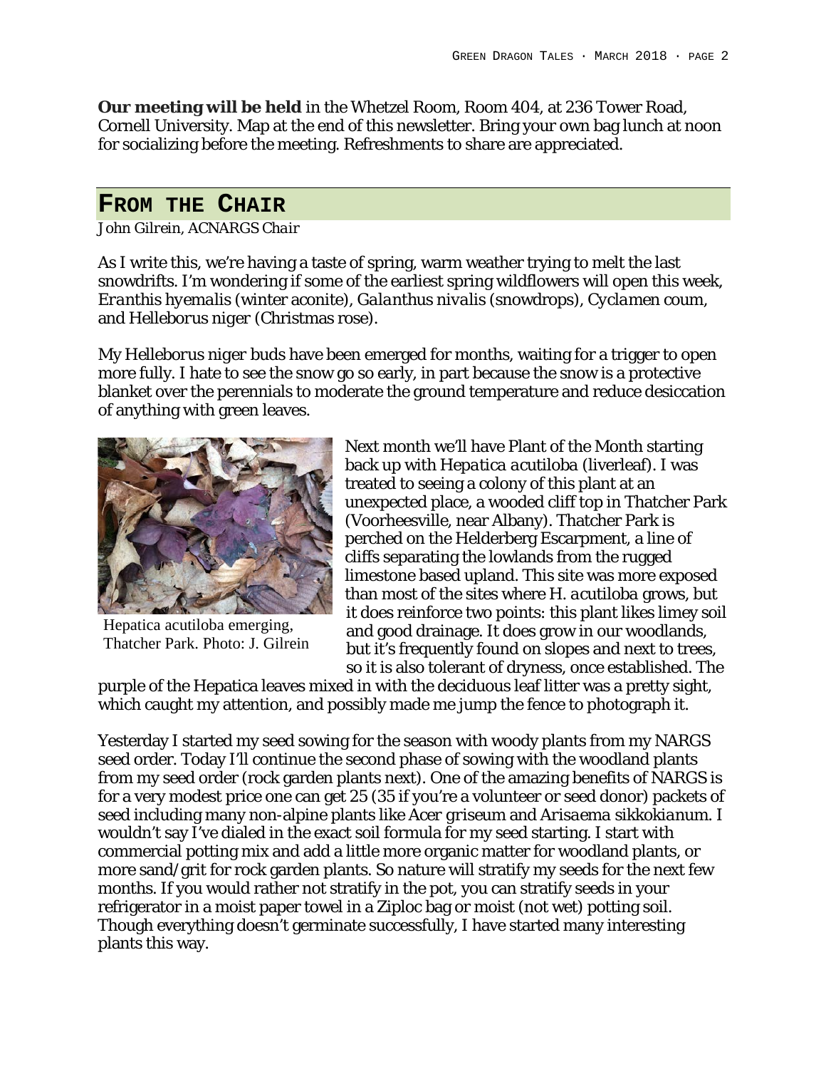**Our meeting will be held** in the Whetzel Room, Room 404, at 236 Tower Road, Cornell University. Map at the end of this newsletter. Bring your own bag lunch at noon for socializing before the meeting. Refreshments to share are appreciated.

## FROM THE CHAIR

*John Gilrein, ACNARGS Chair*

As I write this, we're having a taste of spring, warm weather trying to melt the last snowdrifts. I'm wondering if some of the earliest spring wildflowers will open this week, *Eranthis hyemalis* (winter aconite), *Galanthus nivalis* (snowdrops), *Cyclamen coum*, and Helleborus niger (Christmas rose).

My Helleborus niger buds have been emerged for months, waiting for a trigger to open more fully. I hate to see the snow go so early, in part because the snow is a protective blanket over the perennials to moderate the ground temperature and reduce desiccation of anything with green leaves.

Hepatica acutiloba emerging, Thatcher Park. Photo: J. Gilrein

Next month we'll have Plant of the Month starting back up with *Hepatica acutiloba* (liverleaf). I was treated to seeing a colony of this plant at an unexpected place, a wooded cliff top in Thatcher Park (Voorheesville, near Albany). Thatcher Park is perched on the Helderberg Escarpment, a line of cliffs separating the lowlands from the rugged limestone based upland. This site was more exposed than most of the sites where *H. acutiloba* grows, but it does reinforce two points: this plant likes limey soil and good drainage. It does grow in our woodlands, but it's frequently found on slopes and next to trees, so it is also tolerant of dryness, once established. The purple of the Hepatica leaves mixed in with the deciduous leaf litter was a pretty sight, which caught my attention, and possibly made me jump the fence to photograph it.

Yesterday I started my seed sowing for the season with woody plants from my NARGS seed order. Today I'll continue the second phase of sowing with the woodland plants from my seed order (rock garden plants next). One of the amazing benefits of NARGS is for a very modest price one can get 25 (35 if you're a volunteer or seed donor) packets of seed including many non-alpine plants like *Acer griseum* and *Arisaema sikkokianum*. I wouldn't say I've dialed in the exact soil formula for my seed starting. I start with commercial potting mix and add a little more organic matter for woodland plants, or more sand/grit for rock garden plants. So nature will stratify my seeds for the next few months. If you would rather not stratify in the pot, you can stratify seeds in your refrigerator in a moist paper towel in a Ziploc bag or moist (not wet) potting soil. Though everything doesn't germinate successfully, I have started many interesting plants this way.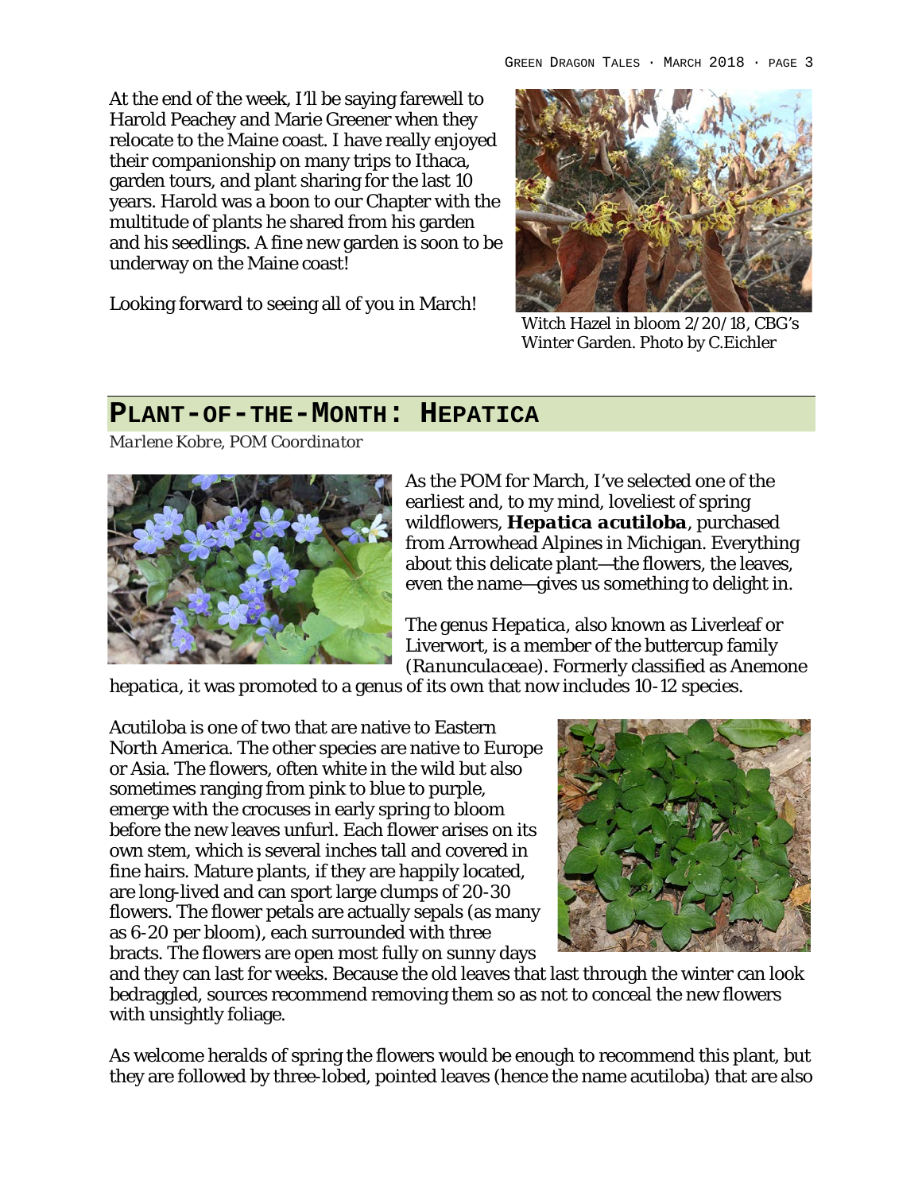At the end of the week, I'll be saying farewell to Harold Peachey and Marie Greener when they relocate to the Maine coast. I have really enjoyed their companionship on many trips to Ithaca, garden tours, and plant sharing for the last 10 years. Harold was a boon to our Chapter with the multitude of plants he shared from his garden and his seedlings. A fine new garden is soon to be underway on the Maine coast!

Looking forward to seeing all of you in March!

Witch Hazel in bloom 2/20/18, CBG's Winter Garden. Photo by C.Eichler

## PLANT-OF-THE-MONTH: HEPATICA

*Marlene Kobre, POM Coordinator*

As the POM for March, I've selected one of the earliest and, to my mind, loveliest of spring wildflowers, ***Hepatica acutiloba***, purchased from Arrowhead Alpines in Michigan. Everything about this delicate plant—the flowers, the leaves, even the name—gives us something to delight in.

The genus *Hepatica*, also known as Liverleaf or Liverwort, is a member of the buttercup family (*Ranunculaceae*). Formerly classified as Anemone *hepatica*, it was promoted to a genus of its own that now includes 10-12 species.

Acutiloba is one of two that are native to Eastern North America. The other species are native to Europe or Asia. The flowers, often white in the wild but also sometimes ranging from pink to blue to purple, emerge with the crocuses in early spring to bloom before the new leaves unfurl. Each flower arises on its own stem, which is several inches tall and covered in fine hairs. Mature plants, if they are happily located, are long-lived and can sport large clumps of 20-30 flowers. The flower petals are actually sepals (as many as 6-20 per bloom), each surrounded with three bracts. The flowers are open most fully on sunny days and they can last for weeks. Because the old leaves that last through the winter can look bedraggled, sources recommend removing them so as not to conceal the new flowers with unsightly foliage.

As welcome heralds of spring the flowers would be enough to recommend this plant, but they are followed by three-lobed, pointed leaves (hence the name acutiloba) that are also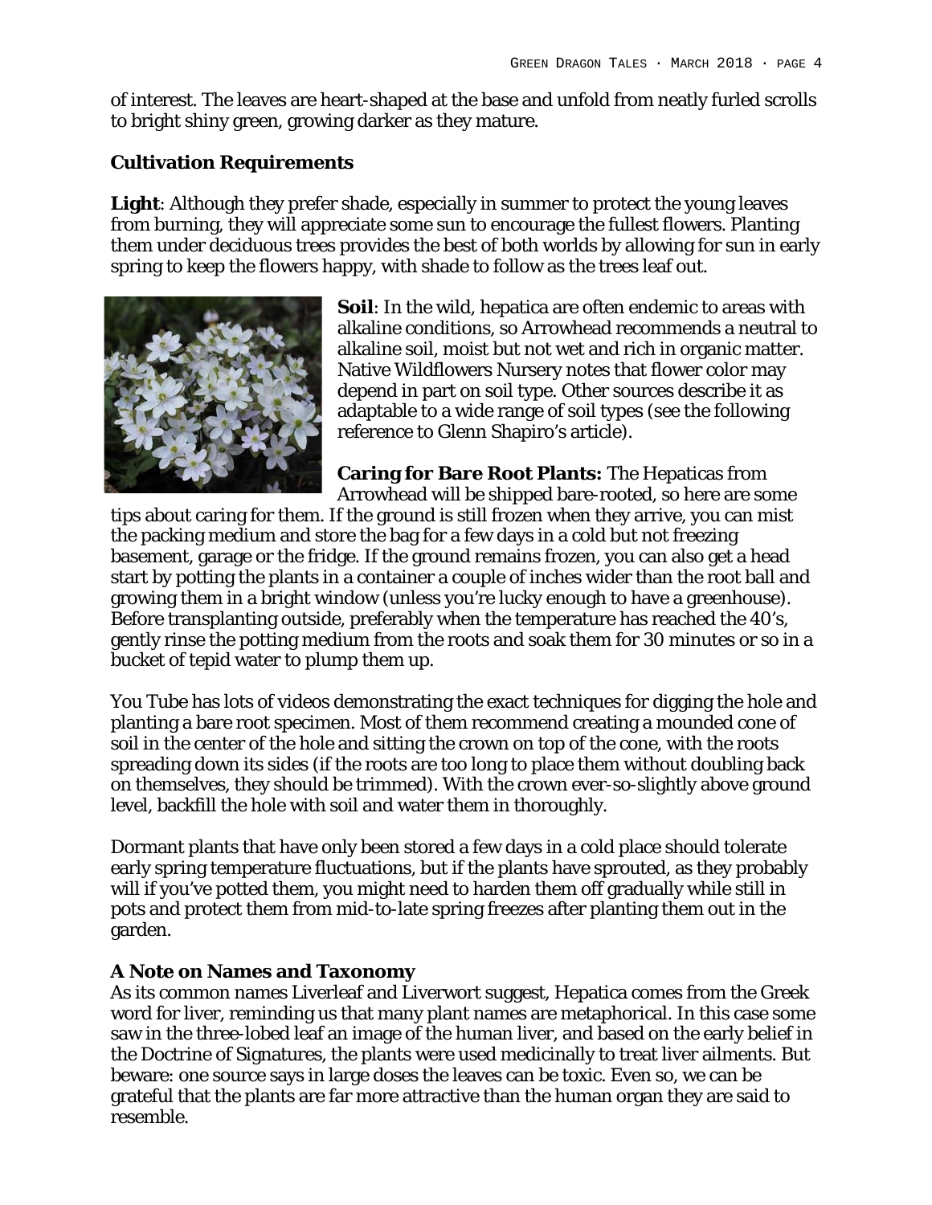of interest. The leaves are heart-shaped at the base and unfold from neatly furled scrolls to bright shiny green, growing darker as they mature.

### Cultivation Requirements

**Light**: Although they prefer shade, especially in summer to protect the young leaves from burning, they will appreciate some sun to encourage the fullest flowers. Planting them under deciduous trees provides the best of both worlds by allowing for sun in early spring to keep the flowers happy, with shade to follow as the trees leaf out.

**Soil**: In the wild, hepatica are often endemic to areas with alkaline conditions, so Arrowhead recommends a neutral to alkaline soil, moist but not wet and rich in organic matter. Native Wildflowers Nursery notes that flower color may depend in part on soil type. Other sources describe it as adaptable to a wide range of soil types (see the following reference to Glenn Shapiro's article).

**Caring for Bare Root Plants:** The Hepaticas from Arrowhead will be shipped bare-rooted, so here are some tips about caring for them. If the ground is still frozen when they arrive, you can mist the packing medium and store the bag for a few days in a cold but not freezing basement, garage or the fridge. If the ground remains frozen, you can also get a head start by potting the plants in a container a couple of inches wider than the root ball and growing them in a bright window (unless you're lucky enough to have a greenhouse). Before transplanting outside, preferably when the temperature has reached the 40's, gently rinse the potting medium from the roots and soak them for 30 minutes or so in a bucket of tepid water to plump them up.

You Tube has lots of videos demonstrating the exact techniques for digging the hole and planting a bare root specimen. Most of them recommend creating a mounded cone of soil in the center of the hole and sitting the crown on top of the cone, with the roots spreading down its sides (if the roots are too long to place them without doubling back on themselves, they should be trimmed). With the crown ever-so-slightly above ground level, backfill the hole with soil and water them in thoroughly.

Dormant plants that have only been stored a few days in a cold place should tolerate early spring temperature fluctuations, but if the plants have sprouted, as they probably will if you've potted them, you might need to harden them off gradually while still in pots and protect them from mid-to-late spring freezes after planting them out in the garden.

### A Note on Names and Taxonomy

As its common names Liverleaf and Liverwort suggest, Hepatica comes from the Greek word for liver, reminding us that many plant names are metaphorical. In this case some saw in the three-lobed leaf an image of the human liver, and based on the early belief in the Doctrine of Signatures, the plants were used medicinally to treat liver ailments. But beware: one source says in large doses the leaves can be toxic. Even so, we can be grateful that the plants are far more attractive than the human organ they are said to resemble.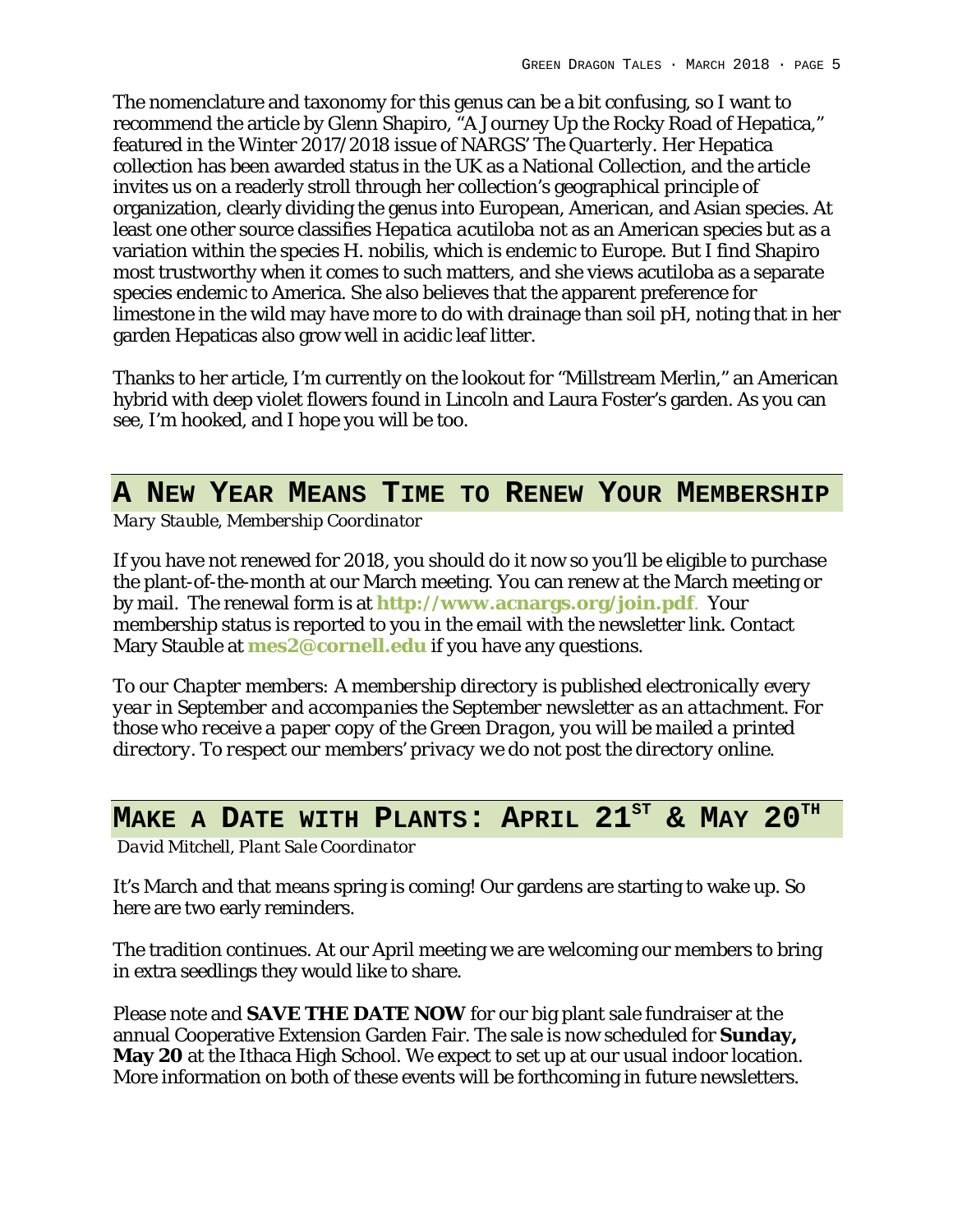The nomenclature and taxonomy for this genus can be a bit confusing, so I want to recommend the article by Glenn Shapiro, "A Journey Up the Rocky Road of Hepatica," featured in the Winter 2017/2018 issue of NARGS' *The Quarterly*. Her Hepatica collection has been awarded status in the UK as a National Collection, and the article invites us on a readerly stroll through her collection's geographical principle of organization, clearly dividing the genus into European, American, and Asian species. At least one other source classifies *Hepatica acutiloba* not as an American species but as a variation within the species H. nobilis, which is endemic to Europe. But I find Shapiro most trustworthy when it comes to such matters, and she views acutiloba as a separate species endemic to America. She also believes that the apparent preference for limestone in the wild may have more to do with drainage than soil pH, noting that in her garden Hepaticas also grow well in acidic leaf litter.

Thanks to her article, I'm currently on the lookout for "Millstream Merlin," an American hybrid with deep violet flowers found in Lincoln and Laura Foster's garden. As you can see, I'm hooked, and I hope you will be too.

## A New Year Means Time to Renew Your Membership

*Mary Stauble, Membership Coordinator*

If you have not renewed for 2018, you should do it now so you'll be eligible to purchase the plant-of-the-month at our March meeting. You can renew at the March meeting or by mail. The renewal form is at **http://www.acnargs.org/join.pdf**. Your membership status is reported to you in the email with the newsletter link. Contact Mary Stauble at **mes2@cornell.edu** if you have any questions.

*To our Chapter members: A membership directory is published electronically every year in September and accompanies the September newsletter as an attachment. For those who receive a paper copy of the Green Dragon, you will be mailed a printed directory. To respect our members' privacy we do not post the directory online.*

## Make a Date with Plants: April 21st & May 20th

*David Mitchell, Plant Sale Coordinator*

It's March and that means spring is coming! Our gardens are starting to wake up. So here are two early reminders.

The tradition continues. At our April meeting we are welcoming our members to bring in extra seedlings they would like to share.

Please note and **SAVE THE DATE NOW** for our big plant sale fundraiser at the annual Cooperative Extension Garden Fair. The sale is now scheduled for **Sunday, May 20** at the Ithaca High School. We expect to set up at our usual indoor location. More information on both of these events will be forthcoming in future newsletters.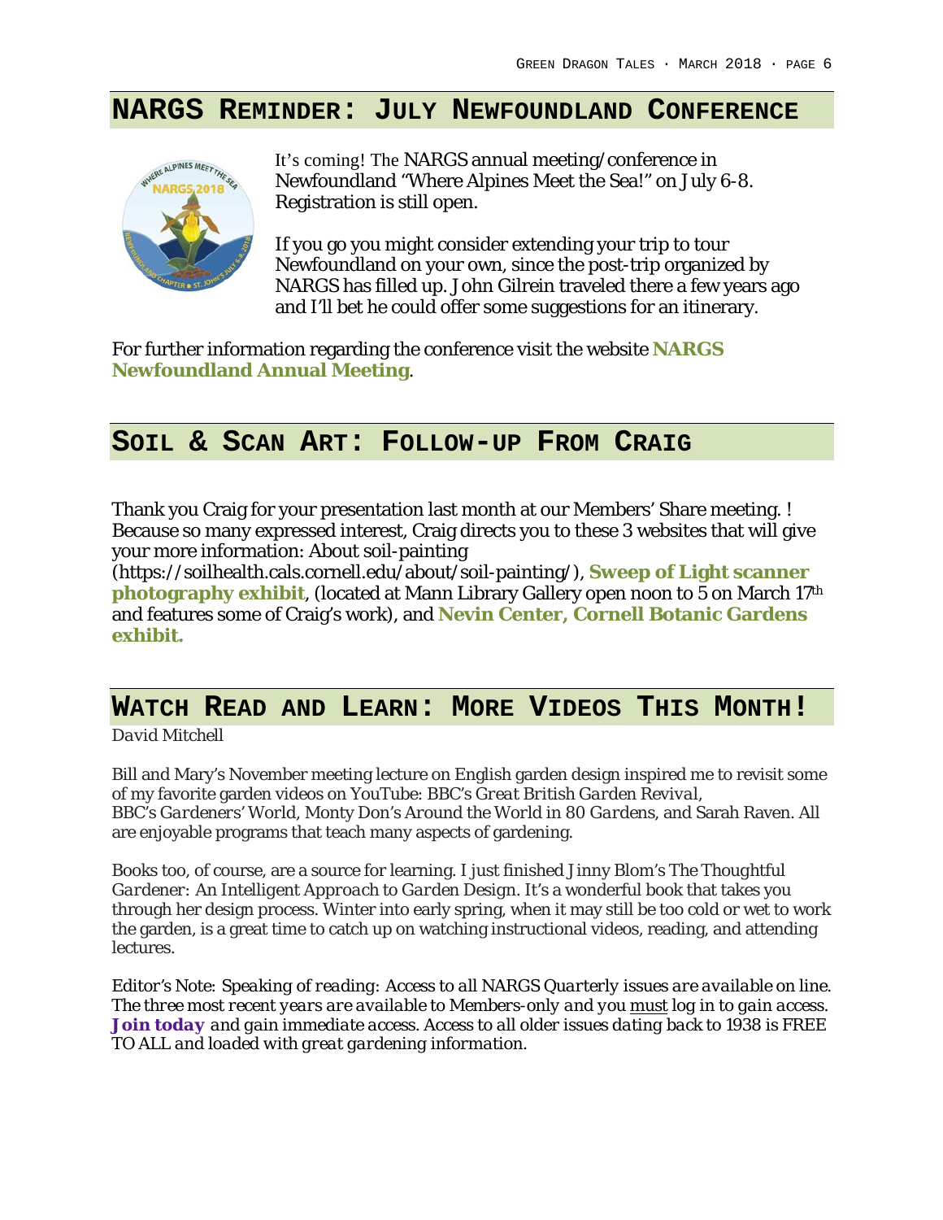## NARGS Reminder: July Newfoundland Conference

It's coming! The NARGS annual meeting/conference in Newfoundland "Where Alpines Meet the Sea!" on July 6-8. Registration is still open.

If you go you might consider extending your trip to tour Newfoundland on your own, since the post-trip organized by NARGS has filled up. John Gilrein traveled there a few years ago and I'll bet he could offer some suggestions for an itinerary.

For further information regarding the conference visit the website **NARGS Newfoundland Annual Meeting**.

## Soil & Scan Art: Follow-up From Craig

Thank you Craig for your presentation last month at our Members' Share meeting. ! Because so many expressed interest, Craig directs you to these 3 websites that will give your more information: About soil-painting (https://soilhealth.cals.cornell.edu/about/soil-painting/), **Sweep of Light scanner photography exhibit**, (located at Mann Library Gallery open noon to 5 on March 17th and features some of Craig's work), and **Nevin Center, Cornell Botanic Gardens exhibit.**

## Watch Read and Learn: More Videos This Month!

*David Mitchell*

Bill and Mary's November meeting lecture on English garden design inspired me to revisit some of my favorite garden videos on YouTube: BBC's *Great British Garden Revival*, BBC's *Gardeners' World*, Monty Don's *Around the World in 80 Gardens*, and Sarah Raven. All are enjoyable programs that teach many aspects of gardening.

Books too, of course, are a source for learning. I just finished Jinny Blom's *The Thoughtful Gardener: An Intelligent Approach to Garden Design*. It's a wonderful book that takes you through her design process. Winter into early spring, when it may still be too cold or wet to work the garden, is a great time to catch up on watching instructional videos, reading, and attending lectures.

*Editor's Note: Speaking of reading: Access to all NARGS Quarterly issues are available on line. The three most recent years are available to Members-only and you must log in to gain access.* ***Join today*** *and gain immediate access. Access to all older issues dating back to 1938 is FREE TO ALL and loaded with great gardening information.*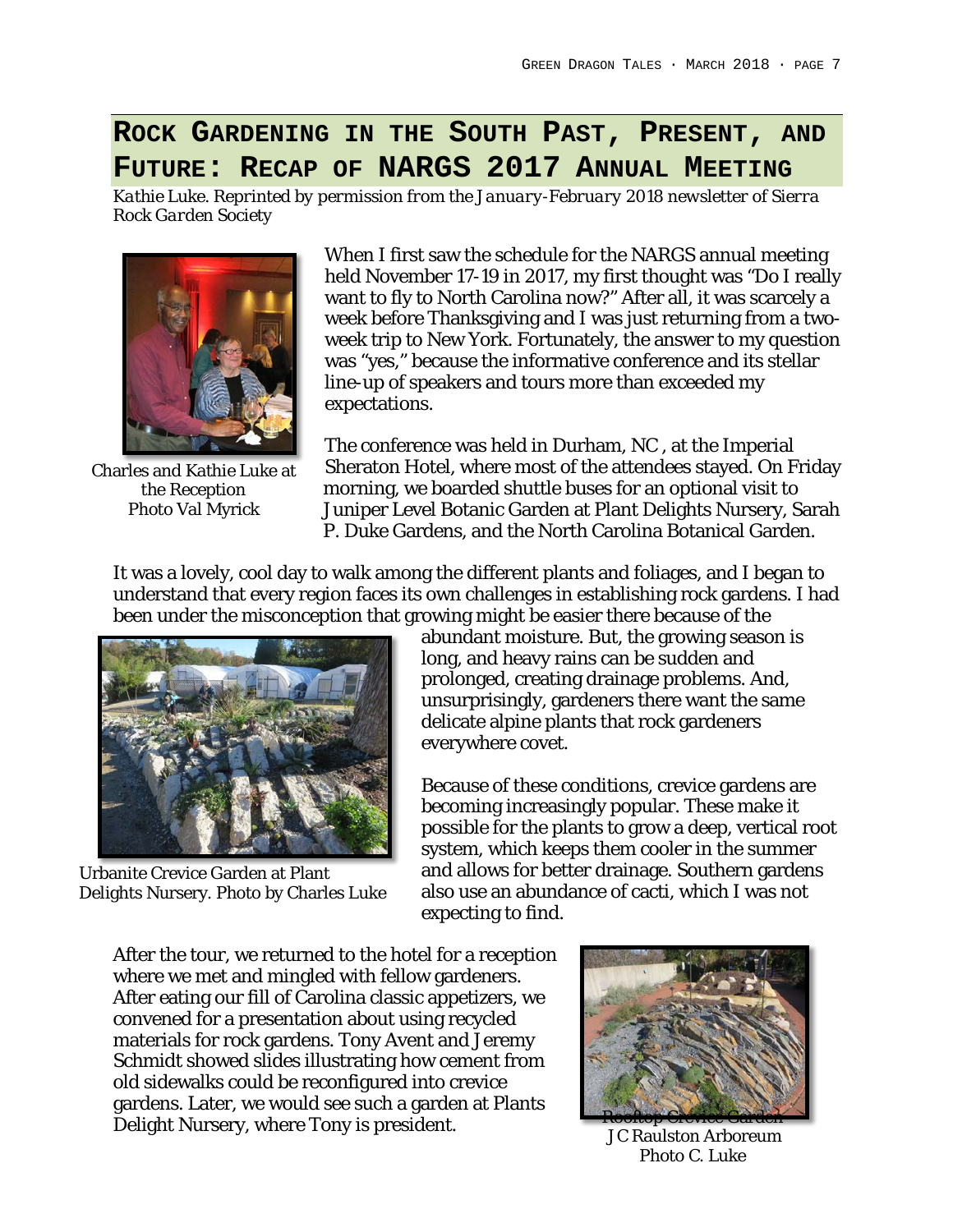# Rock Gardening in the South Past, Present, and Future: Recap of NARGS 2017 Annual Meeting

*Kathie Luke. Reprinted by permission from the January-February 2018 newsletter of Sierra Rock Garden Society*

Charles and Kathie Luke at the Reception
Photo Val Myrick

When I first saw the schedule for the NARGS annual meeting held November 17-19 in 2017, my first thought was "Do I really want to fly to North Carolina now?" After all, it was scarcely a week before Thanksgiving and I was just returning from a two-week trip to New York. Fortunately, the answer to my question was "yes," because the informative conference and its stellar line-up of speakers and tours more than exceeded my expectations.

The conference was held in Durham, NC , at the Imperial Sheraton Hotel, where most of the attendees stayed. On Friday morning, we boarded shuttle buses for an optional visit to Juniper Level Botanic Garden at Plant Delights Nursery, Sarah P. Duke Gardens, and the North Carolina Botanical Garden.

It was a lovely, cool day to walk among the different plants and foliages, and I began to understand that every region faces its own challenges in establishing rock gardens. I had been under the misconception that growing might be easier there because of the abundant moisture. But, the growing season is long, and heavy rains can be sudden and prolonged, creating drainage problems. And, unsurprisingly, gardeners there want the same delicate alpine plants that rock gardeners everywhere covet.

Urbanite Crevice Garden at Plant Delights Nursery. Photo by Charles Luke

Because of these conditions, crevice gardens are becoming increasingly popular. These make it possible for the plants to grow a deep, vertical root system, which keeps them cooler in the summer and allows for better drainage. Southern gardens also use an abundance of cacti, which I was not expecting to find.

After the tour, we returned to the hotel for a reception where we met and mingled with fellow gardeners. After eating our fill of Carolina classic appetizers, we convened for a presentation about using recycled materials for rock gardens. Tony Avent and Jeremy Schmidt showed slides illustrating how cement from old sidewalks could be reconfigured into crevice gardens. Later, we would see such a garden at Plants Delight Nursery, where Tony is president.

Rooftop Crevice Garden
JC Raulston Arboreum
Photo C. Luke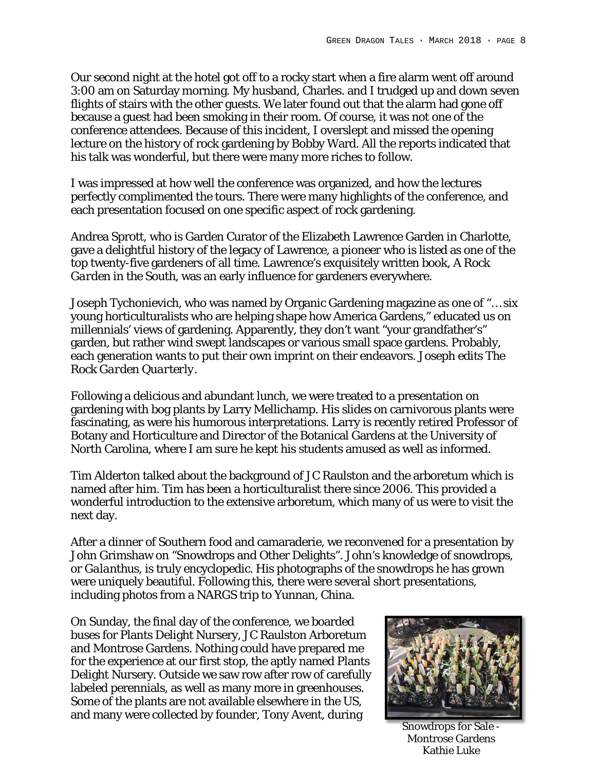Our second night at the hotel got off to a rocky start when a fire alarm went off around 3:00 am on Saturday morning. My husband, Charles. and I trudged up and down seven flights of stairs with the other guests. We later found out that the alarm had gone off because a guest had been smoking in their room. Of course, it was not one of the conference attendees. Because of this incident, I overslept and missed the opening lecture on the history of rock gardening by Bobby Ward. All the reports indicated that his talk was wonderful, but there were many more riches to follow.

I was impressed at how well the conference was organized, and how the lectures perfectly complimented the tours. There were many highlights of the conference, and each presentation focused on one specific aspect of rock gardening.

Andrea Sprott, who is Garden Curator of the Elizabeth Lawrence Garden in Charlotte, gave a delightful history of the legacy of Lawrence, a pioneer who is listed as one of the top twenty-five gardeners of all time. Lawrence's exquisitely written book, A Rock *Garden in the South*, was an early influence for gardeners everywhere.

Joseph Tychonievich, who was named by Organic Gardening magazine as one of "… six young horticulturalists who are helping shape how America Gardens," educated us on millennials' views of gardening. Apparently, they don't want "your grandfather's" garden, but rather wind swept landscapes or various small space gardens. Probably, each generation wants to put their own imprint on their endeavors. Joseph edits The *Rock Garden Quarterly*.

Following a delicious and abundant lunch, we were treated to a presentation on gardening with bog plants by Larry Mellichamp. His slides on carnivorous plants were fascinating, as were his humorous interpretations. Larry is recently retired Professor of Botany and Horticulture and Director of the Botanical Gardens at the University of North Carolina, where I am sure he kept his students amused as well as informed.

Tim Alderton talked about the background of JC Raulston and the arboretum which is named after him. Tim has been a horticulturalist there since 2006. This provided a wonderful introduction to the extensive arboretum, which many of us were to visit the next day.

After a dinner of Southern food and camaraderie, we reconvened for a presentation by John Grimshaw on "Snowdrops and Other Delights". John's knowledge of snowdrops, or *Galanthus*, is truly encyclopedic. His photographs of the snowdrops he has grown were uniquely beautiful. Following this, there were several short presentations, including photos from a NARGS trip to Yunnan, China.

On Sunday, the final day of the conference, we boarded buses for Plants Delight Nursery, JC Raulston Arboretum and Montrose Gardens. Nothing could have prepared me for the experience at our first stop, the aptly named Plants Delight Nursery. Outside we saw row after row of carefully labeled perennials, as well as many more in greenhouses. Some of the plants are not available elsewhere in the US, and many were collected by founder, Tony Avent, during

Snowdrops for Sale - Montrose Gardens
Kathie Luke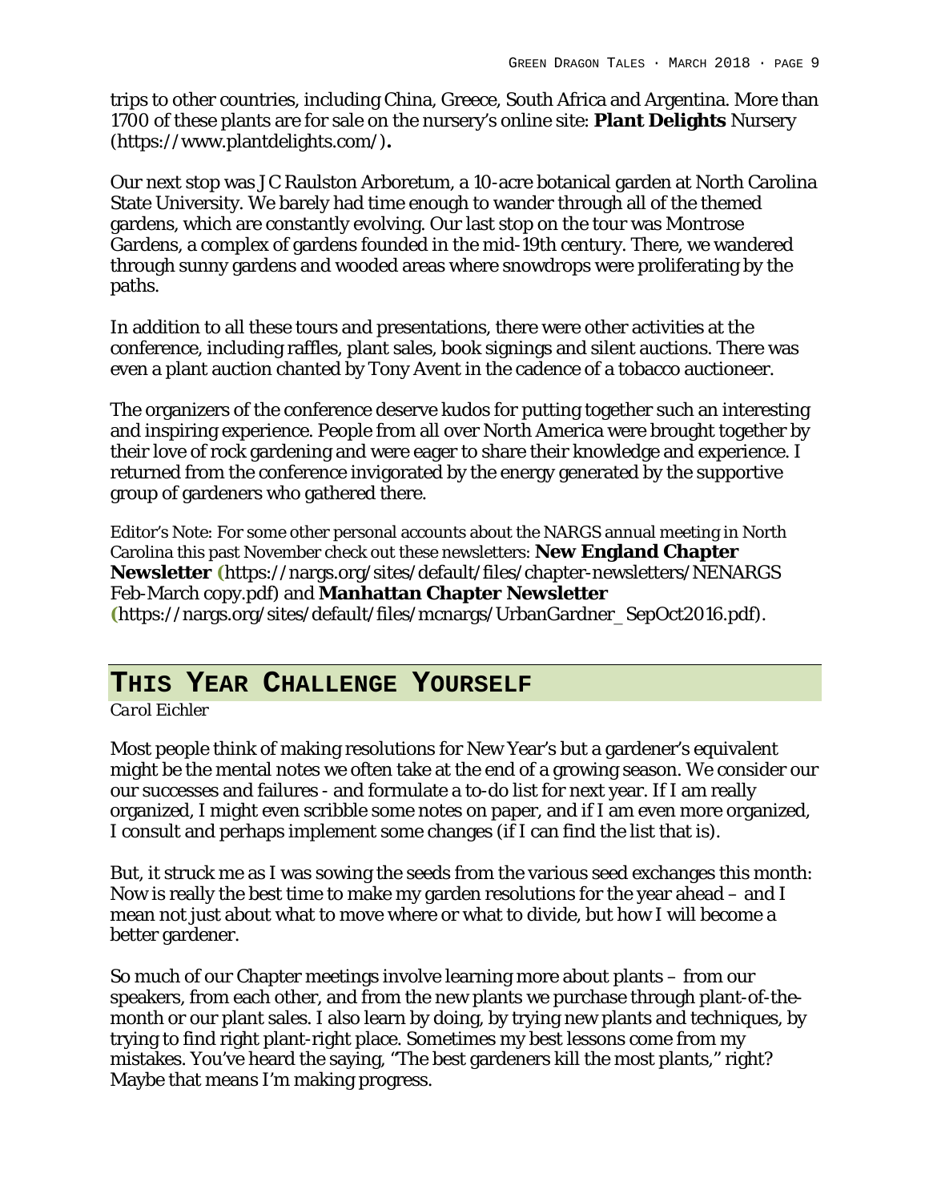trips to other countries, including China, Greece, South Africa and Argentina. More than 1700 of these plants are for sale on the nursery's online site: **Plant Delights** Nursery (https://www.plantdelights.com/)**.**

Our next stop was JC Raulston Arboretum, a 10-acre botanical garden at North Carolina State University. We barely had time enough to wander through all of the themed gardens, which are constantly evolving. Our last stop on the tour was Montrose Gardens, a complex of gardens founded in the mid-19th century. There, we wandered through sunny gardens and wooded areas where snowdrops were proliferating by the paths.

In addition to all these tours and presentations, there were other activities at the conference, including raffles, plant sales, book signings and silent auctions. There was even a plant auction chanted by Tony Avent in the cadence of a tobacco auctioneer.

The organizers of the conference deserve kudos for putting together such an interesting and inspiring experience. People from all over North America were brought together by their love of rock gardening and were eager to share their knowledge and experience. I returned from the conference invigorated by the energy generated by the supportive group of gardeners who gathered there.

Editor's Note: For some other personal accounts about the NARGS annual meeting in North Carolina this past November check out these newsletters: **New England Chapter Newsletter (**https://nargs.org/sites/default/files/chapter-newsletters/NENARGS Feb-March copy.pdf) and **Manhattan Chapter Newsletter (**https://nargs.org/sites/default/files/mcnargs/UrbanGardner_SepOct2016.pdf).

## THIS YEAR CHALLENGE YOURSELF

*Carol Eichler*

Most people think of making resolutions for New Year's but a gardener's equivalent might be the mental notes we often take at the end of a growing season. We consider our our successes and failures - and formulate a to-do list for next year. If I am really organized, I might even scribble some notes on paper, and if I am even more organized, I consult and perhaps implement some changes (if I can find the list that is).

But, it struck me as I was sowing the seeds from the various seed exchanges this month: Now is really the best time to make my garden resolutions for the year ahead – and I mean not just about what to move where or what to divide, but how I will become a better gardener.

So much of our Chapter meetings involve learning more about plants – from our speakers, from each other, and from the new plants we purchase through plant-of-the-month or our plant sales. I also learn by doing, by trying new plants and techniques, by trying to find right plant-right place. Sometimes my best lessons come from my mistakes. You've heard the saying, "The best gardeners kill the most plants," right? Maybe that means I'm making progress.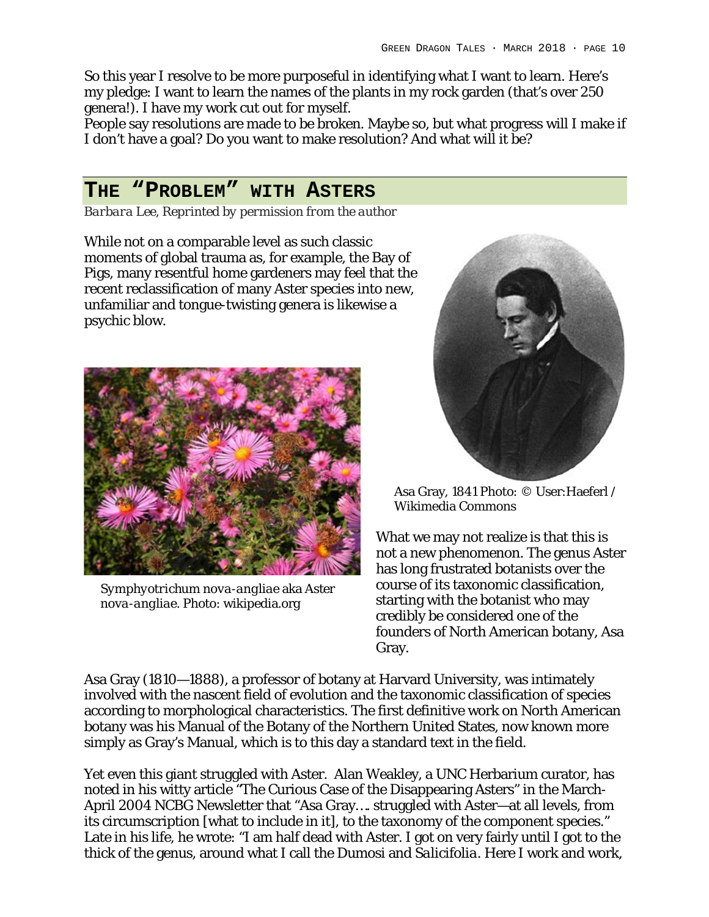So this year I resolve to be more purposeful in identifying what I want to learn. Here's my pledge: I want to learn the names of the plants in my rock garden (that's over 250 genera!). I have my work cut out for myself.

People say resolutions are made to be broken. Maybe so, but what progress will I make if I don't have a goal? Do you want to make resolution? And what will it be?

## The "Problem" with Asters

*Barbara Lee, Reprinted by permission from the author*

While not on a comparable level as such classic moments of global trauma as, for example, the Bay of Pigs, many resentful home gardeners may feel that the recent reclassification of many Aster species into new, unfamiliar and tongue-twisting genera is likewise a psychic blow.

*Symphyotrichum nova-angliae* aka Aster *nova-angliae*. Photo: wikipedia.org

Asa Gray, 1841 Photo: © User:Haeferl / Wikimedia Commons

What we may not realize is that this is not a new phenomenon. The genus Aster has long frustrated botanists over the course of its taxonomic classification, starting with the botanist who may credibly be considered one of the founders of North American botany, Asa Gray.

Asa Gray (1810—1888), a professor of botany at Harvard University, was intimately involved with the nascent field of evolution and the taxonomic classification of species according to morphological characteristics. The first definitive work on North American botany was his Manual of the Botany of the Northern United States, now known more simply as Gray's Manual, which is to this day a standard text in the field.

Yet even this giant struggled with Aster. Alan Weakley, a UNC Herbarium curator, has noted in his witty article "The Curious Case of the Disappearing Asters" in the March-April 2004 NCBG Newsletter that "Asa Gray…. struggled with Aster—at all levels, from its circumscription [what to include in it], to the taxonomy of the component species." Late in his life, he wrote: "I am half dead with Aster. I got on very fairly until I got to the thick of the genus, around what I call the Dumosi and *Salicifolia*. Here I work and work,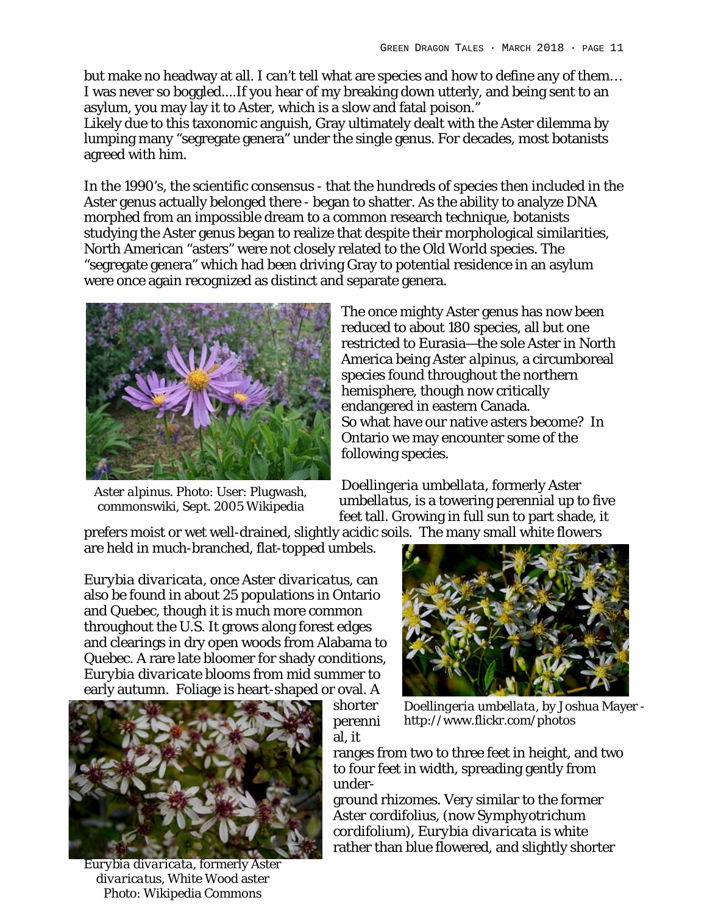but make no headway at all. I can't tell what are species and how to define any of them… I was never so boggled....If you hear of my breaking down utterly, and being sent to an asylum, you may lay it to Aster, which is a slow and fatal poison."

Likely due to this taxonomic anguish, Gray ultimately dealt with the Aster dilemma by lumping many "segregate genera" under the single genus. For decades, most botanists agreed with him.

In the 1990's, the scientific consensus - that the hundreds of species then included in the Aster genus actually belonged there - began to shatter. As the ability to analyze DNA morphed from an impossible dream to a common research technique, botanists studying the Aster genus began to realize that despite their morphological similarities, North American "asters" were not closely related to the Old World species. The "segregate genera" which had been driving Gray to potential residence in an asylum were once again recognized as distinct and separate genera.

*Aster alpinus*. Photo: User: Plugwash, commonswiki, Sept. 2005 Wikipedia

The once mighty Aster genus has now been reduced to about 180 species, all but one restricted to Eurasia—the sole Aster in North America being *Aster alpinus*, a circumboreal species found throughout the northern hemisphere, though now critically endangered in eastern Canada.

So what have our native asters become? In Ontario we may encounter some of the following species.

*Doellingeria umbellata*, formerly *Aster umbellatus*, is a towering perennial up to five feet tall. Growing in full sun to part shade, it prefers moist or wet well-drained, slightly acidic soils. The many small white flowers are held in much-branched, flat-topped umbels.

*Doellingeria umbellata*, by Joshua Mayer - http://www.flickr.com/photos

*Eurybia divaricata*, once *Aster divaricatus*, can also be found in about 25 populations in Ontario and Quebec, though it is much more common throughout the U.S. It grows along forest edges and clearings in dry open woods from Alabama to Quebec. A rare late bloomer for shady conditions, *Eurybia divaricate* blooms from mid summer to early autumn. Foliage is heart-shaped or oval. A shorter perennial, it ranges from two to three feet in height, and two to four feet in width, spreading gently from underground rhizomes. Very similar to the former *Aster cordifolius*, (now *Symphyotrichum cordifolium*), *Eurybia divaricata* is white rather than blue flowered, and slightly shorter

*Eurybia divaricata*, formerly *Aster divaricatus*, White Wood aster Photo: Wikipedia Commons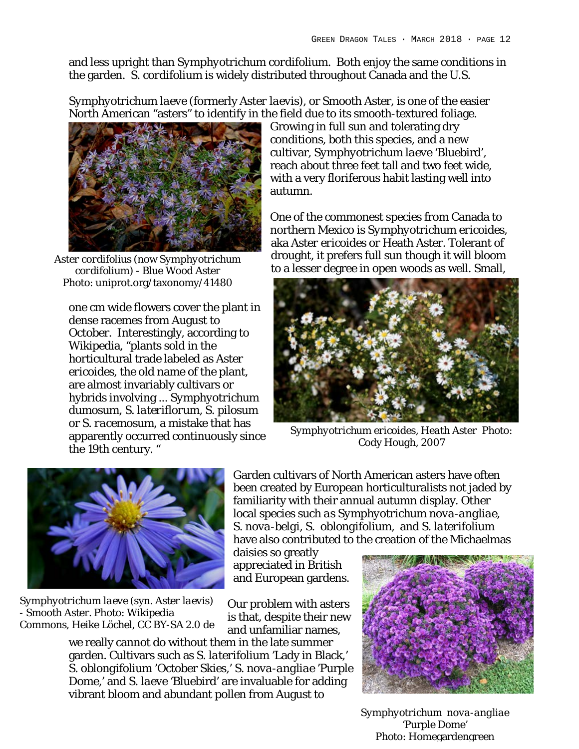and less upright than *Symphyotrichum cordifolium*. Both enjoy the same conditions in the garden. *S. cordifolium* is widely distributed throughout Canada and the U.S.

*Symphyotrichum laeve* (formerly *Aster laevis*), or Smooth Aster, is one of the easier North American "asters" to identify in the field due to its smooth-textured foliage. Growing in full sun and tolerating dry conditions, both this species, and a new cultivar, *Symphyotrichum laeve* 'Bluebird', reach about three feet tall and two feet wide, with a very floriferous habit lasting well into autumn.

*Aster cordifolius* (now *Symphyotrichum cordifolium*) - Blue Wood Aster
Photo: uniprot.org/taxonomy/41480

One of the commonest species from Canada to northern Mexico is *Symphyotrichum ericoides*, aka *Aster ericoides* or Heath Aster. Tolerant of drought, it prefers full sun though it will bloom to a lesser degree in open woods as well. Small, one cm wide flowers cover the plant in dense racemes from August to October. Interestingly, according to Wikipedia, "plants sold in the horticultural trade labeled as *Aster ericoides*, the old name of the plant, are almost invariably cultivars or hybrids involving ... *Symphyotrichum dumosum*, *S. lateriflorum*, *S. pilosum* or *S. racemosum*, a mistake that has apparently occurred continuously since the 19th century. "

*Symphyotrichum ericoides*, *Heath Aster* Photo: Cody Hough, 2007

Garden cultivars of North American asters have often been created by European horticulturalists not jaded by familiarity with their annual autumn display. Other local species such as *Symphyotrichum nova-angliae*, *S. nova-belgi*, *S. oblongifolium*, and *S. laterifolium* have also contributed to the creation of the Michaelmas daisies so greatly appreciated in British and European gardens.

*Symphyotrichum laeve* (syn. *Aster laevis*) - Smooth Aster. Photo: Wikipedia Commons, Heike Löchel, CC BY-SA 2.0 de

Our problem with asters is that, despite their new and unfamiliar names, we really cannot do without them in the late summer garden. Cultivars such as *S. laterifolium* 'Lady in Black,' *S. oblongifolium* 'October Skies,' *S. nova-angliae* 'Purple Dome,' and *S. laeve* 'Bluebird' are invaluable for adding vibrant bloom and abundant pollen from August to

*Symphyotrichum nova-angliae* 'Purple Dome'
Photo: Homegardengreen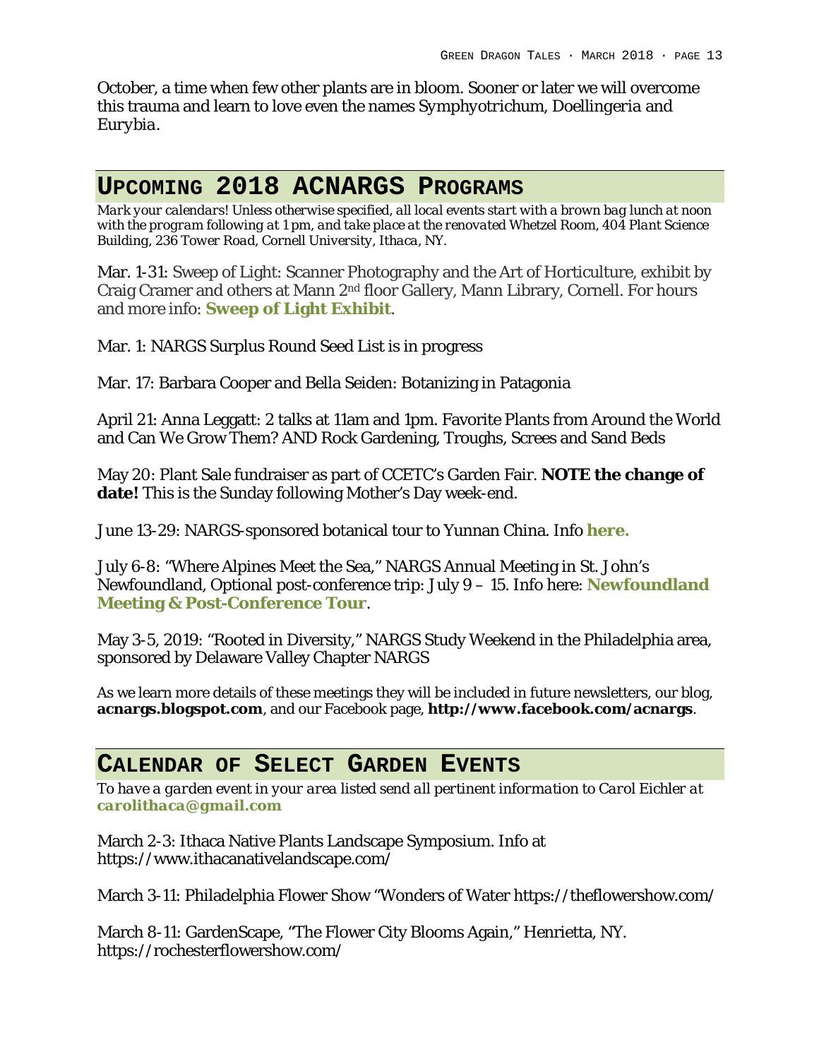October, a time when few other plants are in bloom. Sooner or later we will overcome this trauma and learn to love even the names Symphyotrichum, Doellingeria and Eurybia.

## Upcoming 2018 ACNARGS Programs

*Mark your calendars! Unless otherwise specified, all local events start with a brown bag lunch at noon with the program following at 1 pm, and take place at the renovated Whetzel Room, 404 Plant Science Building, 236 Tower Road, Cornell University, Ithaca, NY.*

Mar. 1-31: Sweep of Light: Scanner Photography and the Art of Horticulture, exhibit by Craig Cramer and others at Mann 2nd floor Gallery, Mann Library, Cornell. For hours and more info: **Sweep of Light Exhibit**.

Mar. 1: NARGS Surplus Round Seed List is in progress

Mar. 17: Barbara Cooper and Bella Seiden: Botanizing in Patagonia

April 21: Anna Leggatt: 2 talks at 11am and 1pm. Favorite Plants from Around the World and Can We Grow Them? AND Rock Gardening, Troughs, Screes and Sand Beds

May 20: Plant Sale fundraiser as part of CCETC's Garden Fair. **NOTE the change of date!** This is the Sunday following Mother's Day week-end.

June 13-29: NARGS-sponsored botanical tour to Yunnan China. Info **here.**

July 6-8: "Where Alpines Meet the Sea," NARGS Annual Meeting in St. John's Newfoundland, Optional post-conference trip: July 9 – 15. Info here: **Newfoundland Meeting & Post-Conference Tour**.

May 3-5, 2019: "Rooted in Diversity," NARGS Study Weekend in the Philadelphia area, sponsored by Delaware Valley Chapter NARGS

As we learn more details of these meetings they will be included in future newsletters, our blog, **acnargs.blogspot.com**, and our Facebook page, **http://www.facebook.com/acnargs**.

## Calendar of Select Garden Events

*To have a garden event in your area listed send all pertinent information to Carol Eichler at* ***carolithaca@gmail.com***

March 2-3: Ithaca Native Plants Landscape Symposium. Info at https://www.ithacanativelandscape.com/

March 3-11: Philadelphia Flower Show "Wonders of Water https://theflowershow.com/

March 8-11: GardenScape, "The Flower City Blooms Again," Henrietta, NY. https://rochesterflowershow.com/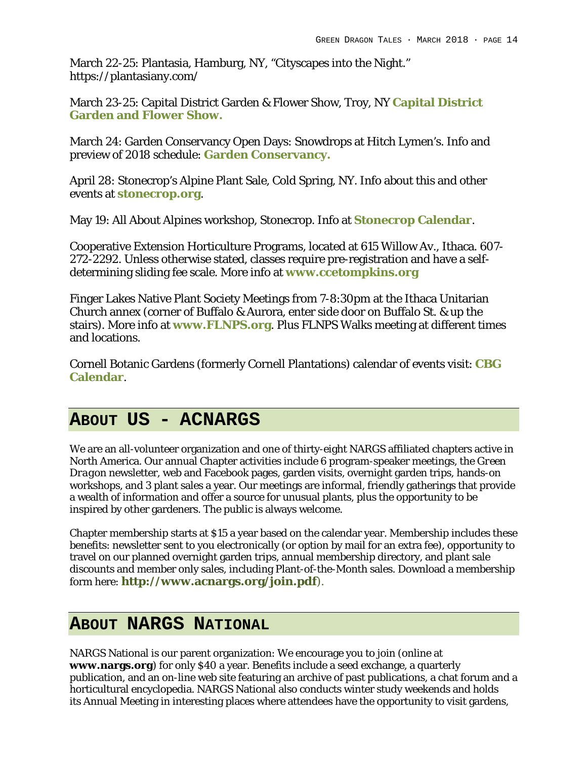March 22-25: Plantasia, Hamburg, NY, “Cityscapes into the Night.” https://plantasiany.com/

March 23-25: Capital District Garden & Flower Show, Troy, NY **Capital District Garden and Flower Show.**

March 24: Garden Conservancy Open Days: Snowdrops at Hitch Lymen’s. Info and preview of 2018 schedule: **Garden Conservancy.**

April 28: Stonecrop’s Alpine Plant Sale, Cold Spring, NY. Info about this and other events at **stonecrop.org**.

May 19: All About Alpines workshop, Stonecrop. Info at **Stonecrop Calendar**.

Cooperative Extension Horticulture Programs, located at 615 Willow Av., Ithaca. 607-272-2292. Unless otherwise stated, classes require pre-registration and have a self-determining sliding fee scale. More info at **www.ccetompkins.org**

Finger Lakes Native Plant Society Meetings from 7-8:30pm at the Ithaca Unitarian Church annex (corner of Buffalo & Aurora, enter side door on Buffalo St. & up the stairs). More info at **www.FLNPS.org**. Plus FLNPS Walks meeting at different times and locations.

Cornell Botanic Gardens (formerly Cornell Plantations) calendar of events visit: **CBG Calendar**.

## About US - ACNARGS

We are an all-volunteer organization and one of thirty-eight NARGS affiliated chapters active in North America. Our annual Chapter activities include 6 program-speaker meetings, the *Green Dragon* newsletter, web and Facebook pages, garden visits, overnight garden trips, hands-on workshops, and 3 plant sales a year. Our meetings are informal, friendly gatherings that provide a wealth of information and offer a source for unusual plants, plus the opportunity to be inspired by other gardeners. The public is always welcome.

Chapter membership starts at $15 a year based on the calendar year. Membership includes these benefits: newsletter sent to you electronically (or option by mail for an extra fee), opportunity to travel on our planned overnight garden trips, annual membership directory, and plant sale discounts and member only sales, including Plant-of-the-Month sales. Download a membership form here: **http://www.acnargs.org/join.pdf**).

## About NARGS National

NARGS National is our parent organization: We encourage you to join (online at **www.nargs.org**) for only $40 a year. Benefits include a seed exchange, a quarterly publication, and an on-line web site featuring an archive of past publications, a chat forum and a horticultural encyclopedia. NARGS National also conducts winter study weekends and holds its Annual Meeting in interesting places where attendees have the opportunity to visit gardens,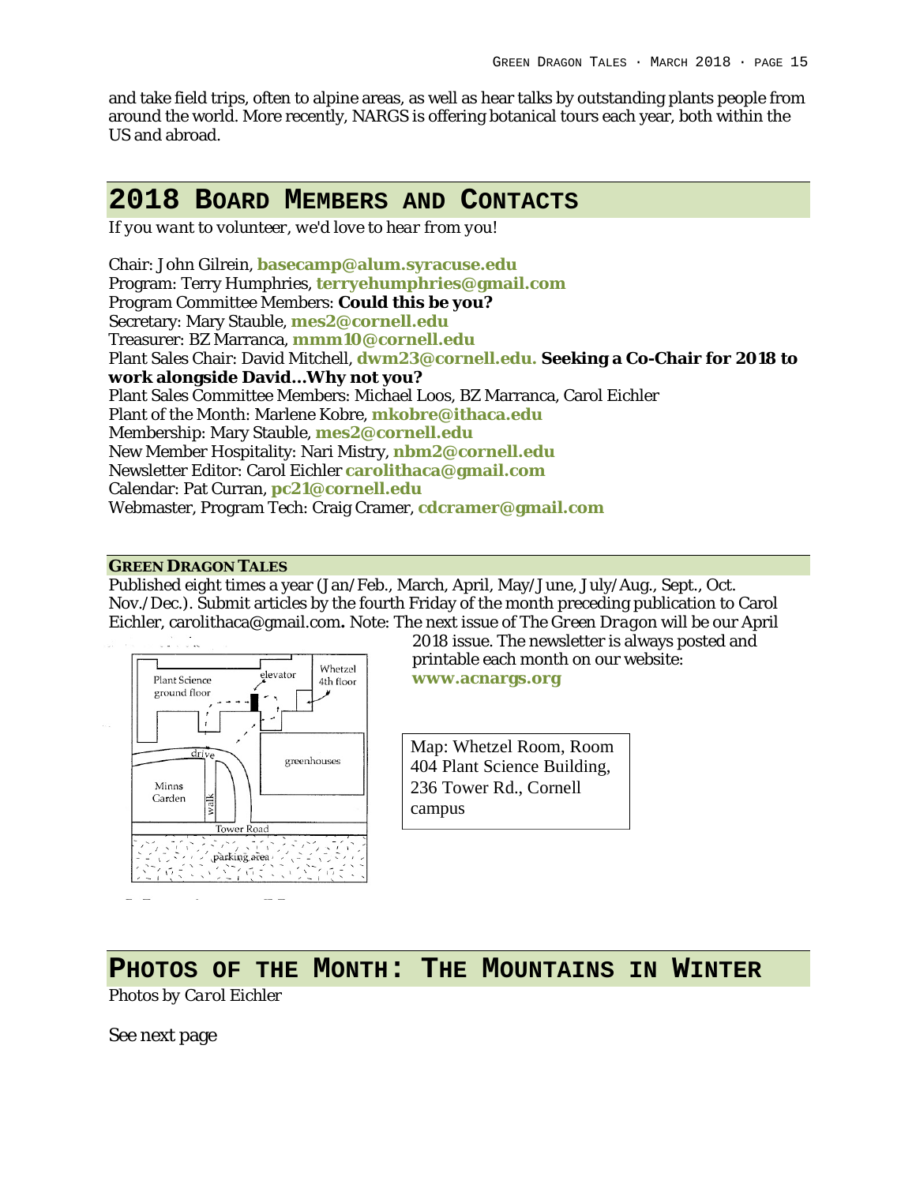and take field trips, often to alpine areas, as well as hear talks by outstanding plants people from around the world. More recently, NARGS is offering botanical tours each year, both within the US and abroad.

## 2018 Board Members and Contacts

*If you want to volunteer, we'd love to hear from you!*

Chair: John Gilrein, **basecamp@alum.syracuse.edu**
Program: Terry Humphries, **terryehumphries@gmail.com**
Program Committee Members: **Could this be you?**
Secretary: Mary Stauble, **mes2@cornell.edu**
Treasurer: BZ Marranca, **mmm10@cornell.edu**
Plant Sales Chair: David Mitchell, **dwm23@cornell.edu. Seeking a Co-Chair for 2018 to work alongside David…Why not you?**
Plant Sales Committee Members: Michael Loos, BZ Marranca, Carol Eichler
Plant of the Month: Marlene Kobre, **mkobre@ithaca.edu**
Membership: Mary Stauble, **mes2@cornell.edu**
New Member Hospitality: Nari Mistry, **nbm2@cornell.edu**
Newsletter Editor: Carol Eichler **carolithaca@gmail.com**
Calendar: Pat Curran, **pc21@cornell.edu**
Webmaster, Program Tech: Craig Cramer, **cdcramer@gmail.com**

### Green Dragon Tales

Published eight times a year (Jan/Feb., March, April, May/June, July/Aug., Sept., Oct. Nov./Dec.). Submit articles by the fourth Friday of the month preceding publication to Carol Eichler, carolithaca@gmail.com**.** Note: The next issue of *The Green Dragon* will be our April 2018 issue. The newsletter is always posted and printable each month on our website: **www.acnargs.org**

Map: Whetzel Room, Room 404 Plant Science Building, 236 Tower Rd., Cornell campus

## Photos of the Month: The Mountains in Winter

*Photos by Carol Eichler*

See next page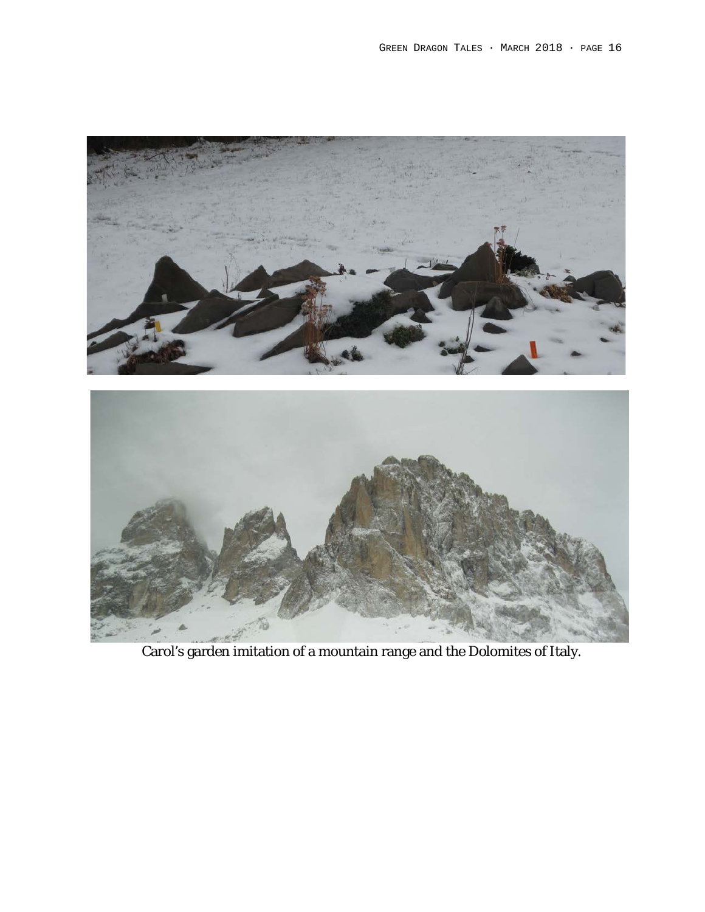Carol's garden imitation of a mountain range and the Dolomites of Italy.